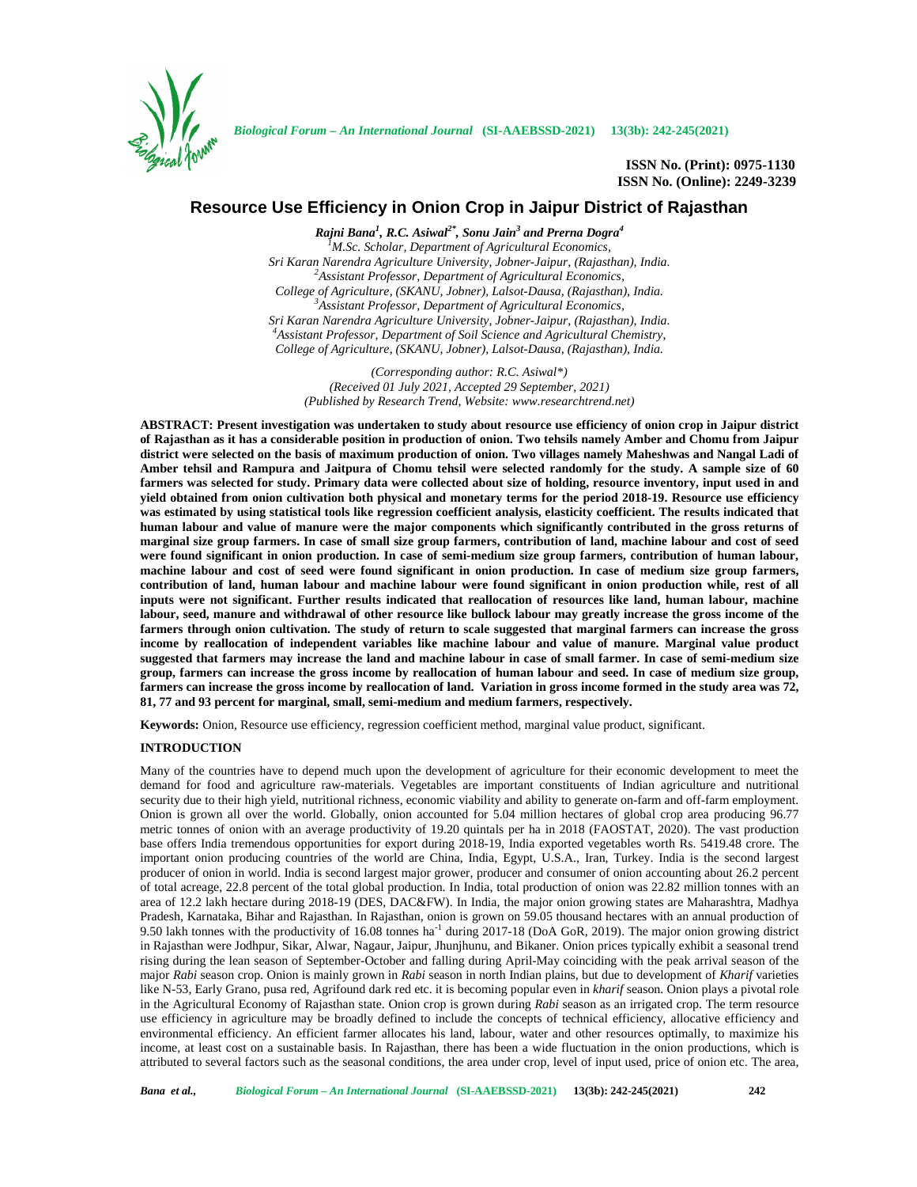ISSN No. (Print): 0975-1130
ISSN No. (Online): 2249-3239

# Resource Use Efficiency in Onion Crop in Jaipur District of Rajasthan

***Rajni Bana[1], R.C. Asiwal[2*], Sonu Jain[3] and Prerna Dogra[4]***

[1]*M.Sc. Scholar, Department of Agricultural Economics,*
*Sri Karan Narendra Agriculture University, Jobner-Jaipur, (Rajasthan), India.*
[2]*Assistant Professor, Department of Agricultural Economics,*
*College of Agriculture, (SKANU, Jobner), Lalsot-Dausa, (Rajasthan), India.*
[3]*Assistant Professor, Department of Agricultural Economics,*
*Sri Karan Narendra Agriculture University, Jobner-Jaipur, (Rajasthan), India.*
[4]*Assistant Professor, Department of Soil Science and Agricultural Chemistry,*
*College of Agriculture, (SKANU, Jobner), Lalsot-Dausa, (Rajasthan), India.*

*(Corresponding author: R.C. Asiwal\*)*
*(Received 01 July 2021, Accepted 29 September, 2021)*
*(Published by Research Trend, Website: www.researchtrend.net)*

**ABSTRACT: Present investigation was undertaken to study about resource use efficiency of onion crop in Jaipur district of Rajasthan as it has a considerable position in production of onion. Two tehsils namely Amber and Chomu from Jaipur district were selected on the basis of maximum production of onion. Two villages namely Maheshwas and Nangal Ladi of Amber tehsil and Rampura and Jaitpura of Chomu tehsil were selected randomly for the study. A sample size of 60 farmers was selected for study. Primary data were collected about size of holding, resource inventory, input used in and yield obtained from onion cultivation both physical and monetary terms for the period 2018-19. Resource use efficiency was estimated by using statistical tools like regression coefficient analysis, elasticity coefficient. The results indicated that human labour and value of manure were the major components which significantly contributed in the gross returns of marginal size group farmers. In case of small size group farmers, contribution of land, machine labour and cost of seed were found significant in onion production. In case of semi-medium size group farmers, contribution of human labour, machine labour and cost of seed were found significant in onion production. In case of medium size group farmers, contribution of land, human labour and machine labour were found significant in onion production while, rest of all inputs were not significant. Further results indicated that reallocation of resources like land, human labour, machine labour, seed, manure and withdrawal of other resource like bullock labour may greatly increase the gross income of the farmers through onion cultivation. The study of return to scale suggested that marginal farmers can increase the gross income by reallocation of independent variables like machine labour and value of manure. Marginal value product suggested that farmers may increase the land and machine labour in case of small farmer. In case of semi-medium size group, farmers can increase the gross income by reallocation of human labour and seed. In case of medium size group, farmers can increase the gross income by reallocation of land. Variation in gross income formed in the study area was 72, 81, 77 and 93 percent for marginal, small, semi-medium and medium farmers, respectively.**

**Keywords:** Onion, Resource use efficiency, regression coefficient method, marginal value product, significant.

## INTRODUCTION

Many of the countries have to depend much upon the development of agriculture for their economic development to meet the demand for food and agriculture raw-materials. Vegetables are important constituents of Indian agriculture and nutritional security due to their high yield, nutritional richness, economic viability and ability to generate on-farm and off-farm employment. Onion is grown all over the world. Globally, onion accounted for 5.04 million hectares of global crop area producing 96.77 metric tonnes of onion with an average productivity of 19.20 quintals per ha in 2018 (FAOSTAT, 2020). The vast production base offers India tremendous opportunities for export during 2018-19, India exported vegetables worth Rs. 5419.48 crore. The important onion producing countries of the world are China, India, Egypt, U.S.A., Iran, Turkey. India is the second largest producer of onion in world. India is second largest major grower, producer and consumer of onion accounting about 26.2 percent of total acreage, 22.8 percent of the total global production. In India, total production of onion was 22.82 million tonnes with an area of 12.2 lakh hectare during 2018-19 (DES, DAC&FW). In India, the major onion growing states are Maharashtra, Madhya Pradesh, Karnataka, Bihar and Rajasthan. In Rajasthan, onion is grown on 59.05 thousand hectares with an annual production of 9.50 lakh tonnes with the productivity of 16.08 tonnes ha$^{-1}$ during 2017-18 (DoA GoR, 2019). The major onion growing district in Rajasthan were Jodhpur, Sikar, Alwar, Nagaur, Jaipur, Jhunjhunu, and Bikaner. Onion prices typically exhibit a seasonal trend rising during the lean season of September-October and falling during April-May coinciding with the peak arrival season of the major *Rabi* season crop. Onion is mainly grown in *Rabi* season in north Indian plains, but due to development of *Kharif* varieties like N-53, Early Grano, pusa red, Agrifound dark red etc. it is becoming popular even in *kharif* season. Onion plays a pivotal role in the Agricultural Economy of Rajasthan state. Onion crop is grown during *Rabi* season as an irrigated crop. The term resource use efficiency in agriculture may be broadly defined to include the concepts of technical efficiency, allocative efficiency and environmental efficiency. An efficient farmer allocates his land, labour, water and other resources optimally, to maximize his income, at least cost on a sustainable basis. In Rajasthan, there has been a wide fluctuation in the onion productions, which is attributed to several factors such as the seasonal conditions, the area under crop, level of input used, price of onion etc. The area,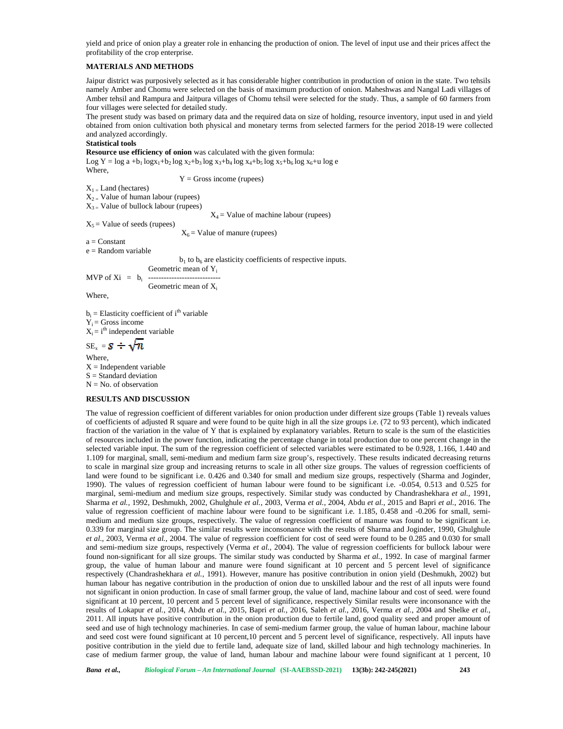yield and price of onion play a greater role in enhancing the production of onion. The level of input use and their prices affect the profitability of the crop enterprise.

## MATERIALS AND METHODS

Jaipur district was purposively selected as it has considerable higher contribution in production of onion in the state. Two tehsils namely Amber and Chomu were selected on the basis of maximum production of onion. Maheshwas and Nangal Ladi villages of Amber tehsil and Rampura and Jaitpura villages of Chomu tehsil were selected for the study. Thus, a sample of 60 farmers from four villages were selected for detailed study.

The present study was based on primary data and the required data on size of holding, resource inventory, input used in and yield obtained from onion cultivation both physical and monetary terms from selected farmers for the period 2018-19 were collected and analyzed accordingly.

**Statistical tools**

**Resource use efficiency of onion** was calculated with the given formula:

$$\text{Log } Y = \log a + b_1 \log x_1 + b_2 \log x_2 + b_3 \log x_3 + b_4 \log x_4 + b_5 \log x_5 + b_6 \log x_6 + u \log e$$

Where,

$Y$ = Gross income (rupees)

$X_1$ = Land (hectares)

$X_2$ = Value of human labour (rupees)

$X_3$ = Value of bullock labour (rupees)

$X_4$ = Value of machine labour (rupees)

$X_5$ = Value of seeds (rupees)

$X_6$ = Value of manure (rupees)

a = Constant

e = Random variable

$b_1$ to $b_6$ are elasticity coefficients of respective inputs.

$$\text{MVP of } X_i = b_i \frac{\text{Geometric mean of } Y_i}{\text{Geometric mean of } X_i}$$

Where,

$b_i$ = Elasticity coefficient of $i^{th}$ variable

$Y_i$ = Gross income

$X_i$ = $i^{th}$ independent variable

$$SE_x = S \div \sqrt{n}$$

Where,

X = Independent variable

S = Standard deviation

N = No. of observation

## RESULTS AND DISCUSSION

The value of regression coefficient of different variables for onion production under different size groups (Table 1) reveals values of coefficients of adjusted R square and were found to be quite high in all the size groups i.e. (72 to 93 percent), which indicated fraction of the variation in the value of Y that is explained by explanatory variables. Return to scale is the sum of the elasticities of resources included in the power function, indicating the percentage change in total production due to one percent change in the selected variable input. The sum of the regression coefficient of selected variables were estimated to be 0.928, 1.166, 1.440 and 1.109 for marginal, small, semi-medium and medium farm size group's, respectively. These results indicated decreasing returns to scale in marginal size group and increasing returns to scale in all other size groups. The values of regression coefficients of land were found to be significant i.e. 0.426 and 0.340 for small and medium size groups, respectively (Sharma and Joginder, 1990). The values of regression coefficient of human labour were found to be significant i.e. -0.054, 0.513 and 0.525 for marginal, semi-medium and medium size groups, respectively. Similar study was conducted by Chandrashekhara *et al.,* 1991, Sharma *et al.,* 1992, Deshmukh, 2002, Ghulghule *et al.*, 2003, Verma *et al.,* 2004, Abdu *et al.,* 2015 and Bapri *et al.,* 2016. The value of regression coefficient of machine labour were found to be significant i.e. 1.185, 0.458 and -0.206 for small, semi-medium and medium size groups, respectively. The value of regression coefficient of manure was found to be significant i.e. 0.339 for marginal size group. The similar results were inconsonance with the results of Sharma and Joginder, 1990, Ghulghule *et al.*, 2003, Verma *et al.*, 2004. The value of regression coefficient for cost of seed were found to be 0.285 and 0.030 for small and semi-medium size groups, respectively (Verma *et al.,* 2004). The value of regression coefficients for bullock labour were found non-significant for all size groups. The similar study was conducted by Sharma *et al.,* 1992. In case of marginal farmer group, the value of human labour and manure were found significant at 10 percent and 5 percent level of significance respectively (Chandrashekhara *et al.,* 1991). However, manure has positive contribution in onion yield (Deshmukh, 2002) but human labour has negative contribution in the production of onion due to unskilled labour and the rest of all inputs were found not significant in onion production. In case of small farmer group, the value of land, machine labour and cost of seed. were found significant at 10 percent, 10 percent and 5 percent level of significance, respectively Similar results were inconsonance with the results of Lokapur *et al.*, 2014, Abdu *et al.*, 2015, Bapri *et al.,* 2016, Saleh *et al.*, 2016, Verma *et al.*, 2004 and Shelke *et al.,* 2011. All inputs have positive contribution in the onion production due to fertile land, good quality seed and proper amount of seed and use of high technology machineries. In case of semi-medium farmer group, the value of human labour, machine labour and seed cost were found significant at 10 percent,10 percent and 5 percent level of significance, respectively. All inputs have positive contribution in the yield due to fertile land, adequate size of land, skilled labour and high technology machineries. In case of medium farmer group, the value of land, human labour and machine labour were found significant at 1 percent, 10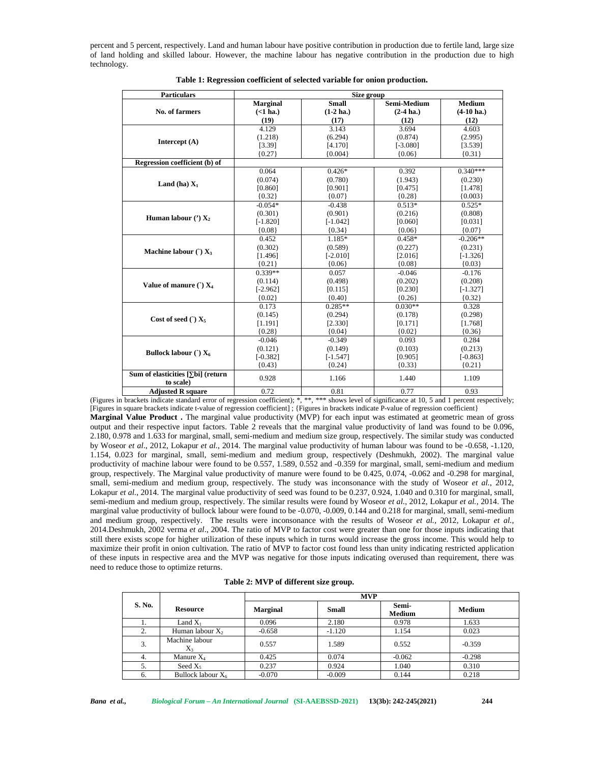percent and 5 percent, respectively. Land and human labour have positive contribution in production due to fertile land, large size of land holding and skilled labour. However, the machine labour has negative contribution in the production due to high technology.

**Table 1: Regression coefficient of selected variable for onion production.**

| Particulars | Size group | | | |
|---|---|---|---|---|
| No. of farmers | Marginal (<1 ha.) (19) | Small (1-2 ha.) (17) | Semi-Medium (2-4 ha.) (12) | Medium (4-10 ha.) (12) |
| Intercept (A) | 4.129 (1.218) [3.39] {0.27} | 3.143 (6.294) [4.170] {0.004} | 3.694 (0.874) [-3.080] {0.06} | 4.603 (2.995) [3.539] {0.31} |
| Regression coefficient (b) of | | | | |
| Land (ha) $X_1$ | 0.064 (0.074) [0.860] {0.32} | 0.426* (0.780) [0.901] {0.07} | 0.392 (1.943) [0.475] {0.28} | 0.340*** (0.230) [1.478] {0.003} |
| Human labour (') $X_2$ | -0.054* (0.301) [-1.820] {0.08} | -0.438 (0.901) [-1.042] {0.34} | 0.513* (0.216) [0.060] {0.06} | 0.525* (0.808) [0.031] {0.07} |
| Machine labour (`) $X_3$ | 0.452 (0.302) [1.496] {0.21} | 1.185* (0.589) [-2.010] {0.06} | 0.458* (0.227) [2.016] {0.08} | -0.206** (0.231) [-1.326] {0.03} |
| Value of manure (`) $X_4$ | 0.339** (0.114) [-2.962] {0.02} | 0.057 (0.498) [0.115] {0.40} | -0.046 (0.202) [0.230] {0.26} | -0.176 (0.208) [-1.327] {0.32} |
| Cost of seed (`) $X_5$ | 0.173 (0.145) [1.191] {0.28} | 0.285** (0.294) [2.330] {0.04} | 0.030** (0.178) [0.171] {0.02} | 0.328 (0.298) [1.768] {0.36} |
| Bullock labour (`) $X_6$ | -0.046 (0.121) [-0.382] {0.43} | -0.349 (0.149) [-1.547] {0.24} | 0.093 (0.103) [0.905] {0.33} | 0.284 (0.213) [-0.863] {0.21} |
| Sum of elasticities [∑bi] (return to scale) | 0.928 | 1.166 | 1.440 | 1.109 |
| Adjusted R square | 0.72 | 0.81 | 0.77 | 0.93 |

(Figures in brackets indicate standard error of regression coefficient); *, **, *** shows level of significance at 10, 5 and 1 percent respectively; [Figures in square brackets indicate t-value of regression coefficient] ; {Figures in brackets indicate P-value of regression coefficient}

**Marginal Value Product .** The marginal value productivity (MVP) for each input was estimated at geometric mean of gross output and their respective input factors. Table 2 reveals that the marginal value productivity of land was found to be 0.096, 2.180, 0.978 and 1.633 for marginal, small, semi-medium and medium size group, respectively. The similar study was conducted by Woseor *et al*., 2012, Lokapur *et al.*, 2014. The marginal value productivity of human labour was found to be -0.658, -1.120, 1.154, 0.023 for marginal, small, semi-medium and medium group, respectively (Deshmukh, 2002). The marginal value productivity of machine labour were found to be 0.557, 1.589, 0.552 and -0.359 for marginal, small, semi-medium and medium group, respectively. The Marginal value productivity of manure were found to be 0.425, 0.074, -0.062 and -0.298 for marginal, small, semi-medium and medium group, respectively. The study was inconsonance with the study of Woseor *et al.*, 2012, Lokapur *et al.*, 2014. The marginal value productivity of seed was found to be 0.237, 0.924, 1.040 and 0.310 for marginal, small, semi-medium and medium group, respectively. The similar results were found by Woseor *et al.*, 2012, Lokapur *et al.*, 2014. The marginal value productivity of bullock labour were found to be -0.070, -0.009, 0.144 and 0.218 for marginal, small, semi-medium and medium group, respectively. The results were inconsonance with the results of Woseor *et al.*, 2012, Lokapur *et al.*, 2014.Deshmukh, 2002 verma *et al*., 2004. The ratio of MVP to factor cost were greater than one for those inputs indicating that still there exists scope for higher utilization of these inputs which in turns would increase the gross income. This would help to maximize their profit in onion cultivation. The ratio of MVP to factor cost found less than unity indicating restricted application of these inputs in respective area and the MVP was negative for those inputs indicating overused than requirement, there was need to reduce those to optimize returns.

**Table 2: MVP of different size group.**

| S. No. | Resource | MVP | | | |
|---|---|---|---|---|---|
| | | Marginal | Small | Semi-Medium | Medium |
| 1. | Land $X_1$ | 0.096 | 2.180 | 0.978 | 1.633 |
| 2. | Human labour $X_2$ | -0.658 | -1.120 | 1.154 | 0.023 |
| 3. | Machine labour $X_3$ | 0.557 | 1.589 | 0.552 | -0.359 |
| 4. | Manure $X_4$ | 0.425 | 0.074 | -0.062 | -0.298 |
| 5. | Seed $X_5$ | 0.237 | 0.924 | 1.040 | 0.310 |
| 6. | Bullock labour $X_6$ | -0.070 | -0.009 | 0.144 | 0.218 |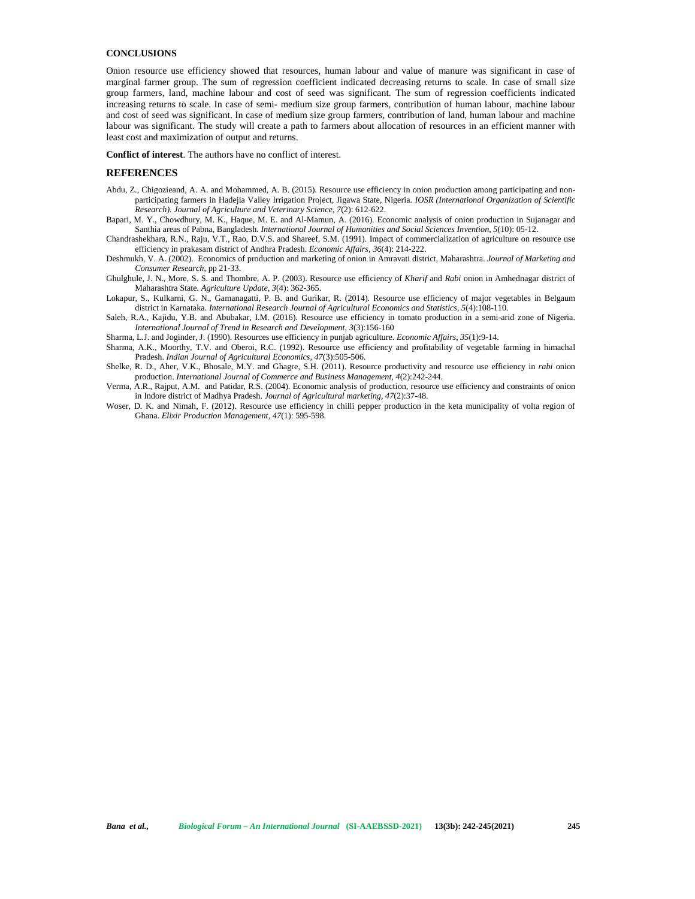## CONCLUSIONS

Onion resource use efficiency showed that resources, human labour and value of manure was significant in case of marginal farmer group. The sum of regression coefficient indicated decreasing returns to scale. In case of small size group farmers, land, machine labour and cost of seed was significant. The sum of regression coefficients indicated increasing returns to scale. In case of semi- medium size group farmers, contribution of human labour, machine labour and cost of seed was significant. In case of medium size group farmers, contribution of land, human labour and machine labour was significant. The study will create a path to farmers about allocation of resources in an efficient manner with least cost and maximization of output and returns.

**Conflict of interest**. The authors have no conflict of interest.

## REFERENCES

Abdu, Z., Chigozieand, A. A. and Mohammed, A. B. (2015). Resource use efficiency in onion production among participating and non-participating farmers in Hadejia Valley Irrigation Project, Jigawa State, Nigeria. *IOSR (International Organization of Scientific Research). Journal of Agriculture and Veterinary Science, 7*(2): 612-622.

Bapari, M. Y., Chowdhury, M. K., Haque, M. E. and Al-Mamun, A. (2016). Economic analysis of onion production in Sujanagar and Santhia areas of Pabna, Bangladesh. *International Journal of Humanities and Social Sciences Invention, 5*(10): 05-12.

Chandrashekhara, R.N., Raju, V.T., Rao, D.V.S. and Shareef, S.M. (1991). Impact of commercialization of agriculture on resource use efficiency in prakasam district of Andhra Pradesh. *Economic Affairs, 36*(4): 214-222.

Deshmukh, V. A. (2002). Economics of production and marketing of onion in Amravati district, Maharashtra. *Journal of Marketing and Consumer Research,* pp 21-33.

Ghulghule, J. N., More, S. S. and Thombre, A. P. (2003). Resource use efficiency of *Kharif* and *Rabi* onion in Amhednagar district of Maharashtra State. *Agriculture Update, 3*(4): 362-365.

Lokapur, S., Kulkarni, G. N., Gamanagatti, P. B. and Gurikar, R. (2014). Resource use efficiency of major vegetables in Belgaum district in Karnataka. *International Research Journal of Agricultural Economics and Statistics, 5*(4):108-110.

Saleh, R.A., Kajidu, Y.B. and Abubakar, I.M. (2016). Resource use efficiency in tomato production in a semi-arid zone of Nigeria. *International Journal of Trend in Research and Development, 3*(3):156-160

Sharma, L.J. and Joginder, J. (1990). Resources use efficiency in punjab agriculture. *Economic Affairs, 35*(1):9-14.

Sharma, A.K., Moorthy, T.V. and Oberoi, R.C. (1992). Resource use efficiency and profitability of vegetable farming in himachal Pradesh. *Indian Journal of Agricultural Economics, 47*(3):505-506.

Shelke, R. D., Aher, V.K., Bhosale, M.Y. and Ghagre, S.H. (2011). Resource productivity and resource use efficiency in *rabi* onion production. *International Journal of Commerce and Business Management, 4*(2):242-244.

Verma, A.R., Rajput, A.M. and Patidar, R.S. (2004). Economic analysis of production, resource use efficiency and constraints of onion in Indore district of Madhya Pradesh. *Journal of Agricultural marketing, 47*(2):37-48.

Woser, D. K. and Nimah, F. (2012). Resource use efficiency in chilli pepper production in the keta municipality of volta region of Ghana. *Elixir Production Management, 47*(1): 595-598.